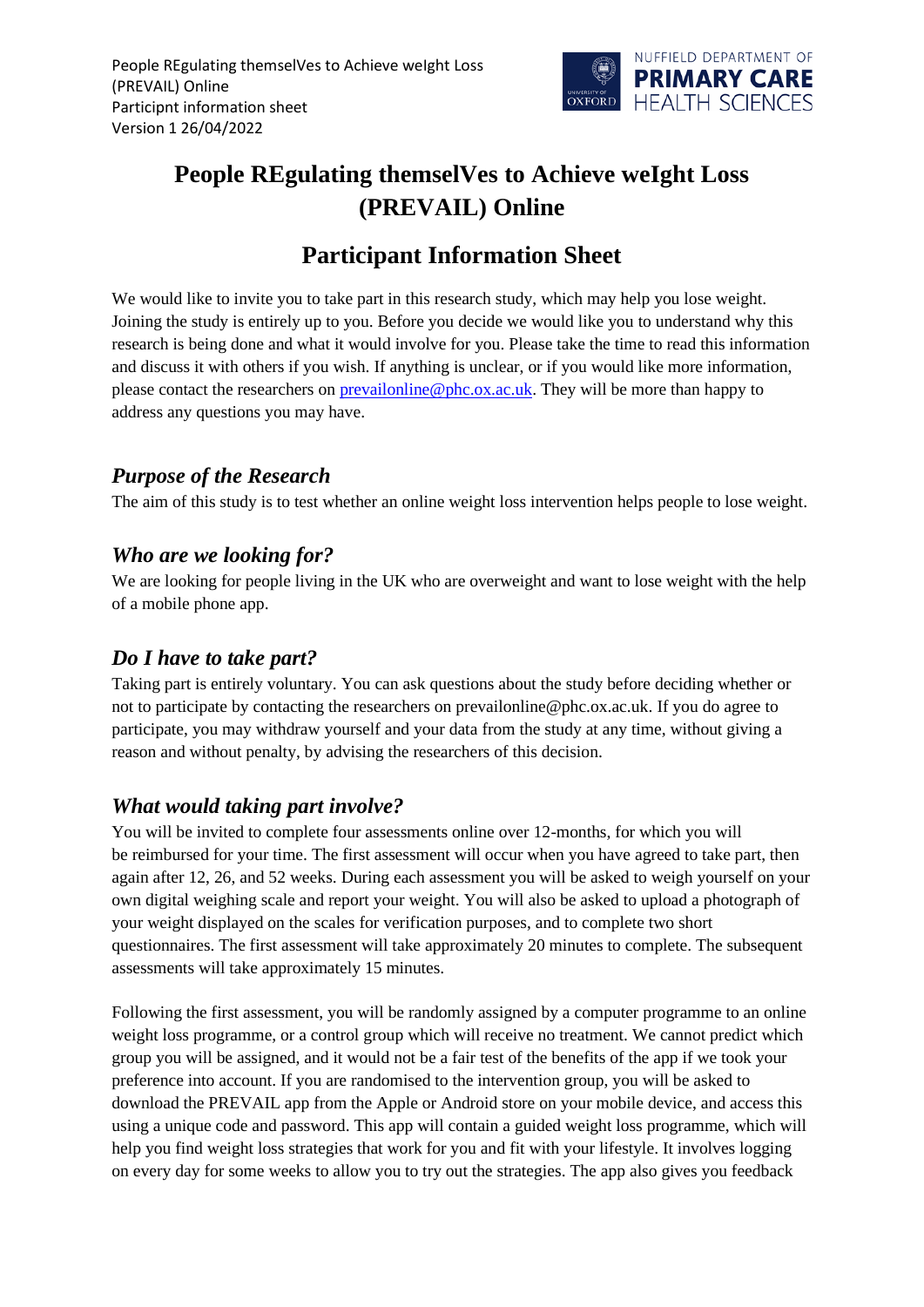# People REgulating themselVes to Achieve weIght Loss (PREVAIL) Online

## Participant Information Sheet

We would like to invite you to take part in this research study, which may help you lose weight. Joining the study is entirely up to you. Before you decide we would like you to understand why this research is being done and what it would involve for you. Please take the time to read this information and discuss it with others if you wish. If anything is unclear, or if you would like more information, please contact the researchers on prevailonline@phc.ox.ac.uk. They will be more than happy to address any questions you may have.

### *Purpose of the Research*

The aim of this study is to test whether an online weight loss intervention helps people to lose weight.

### *Who are we looking for?*

We are looking for people living in the UK who are overweight and want to lose weight with the help of a mobile phone app.

### *Do I have to take part?*

Taking part is entirely voluntary. You can ask questions about the study before deciding whether or not to participate by contacting the researchers on prevailonline@phc.ox.ac.uk. If you do agree to participate, you may withdraw yourself and your data from the study at any time, without giving a reason and without penalty, by advising the researchers of this decision.

### *What would taking part involve?*

You will be invited to complete four assessments online over 12-months, for which you will be reimbursed for your time. The first assessment will occur when you have agreed to take part, then again after 12, 26, and 52 weeks. During each assessment you will be asked to weigh yourself on your own digital weighing scale and report your weight. You will also be asked to upload a photograph of your weight displayed on the scales for verification purposes, and to complete two short questionnaires. The first assessment will take approximately 20 minutes to complete. The subsequent assessments will take approximately 15 minutes.

Following the first assessment, you will be randomly assigned by a computer programme to an online weight loss programme, or a control group which will receive no treatment. We cannot predict which group you will be assigned, and it would not be a fair test of the benefits of the app if we took your preference into account. If you are randomised to the intervention group, you will be asked to download the PREVAIL app from the Apple or Android store on your mobile device, and access this using a unique code and password. This app will contain a guided weight loss programme, which will help you find weight loss strategies that work for you and fit with your lifestyle. It involves logging on every day for some weeks to allow you to try out the strategies. The app also gives you feedback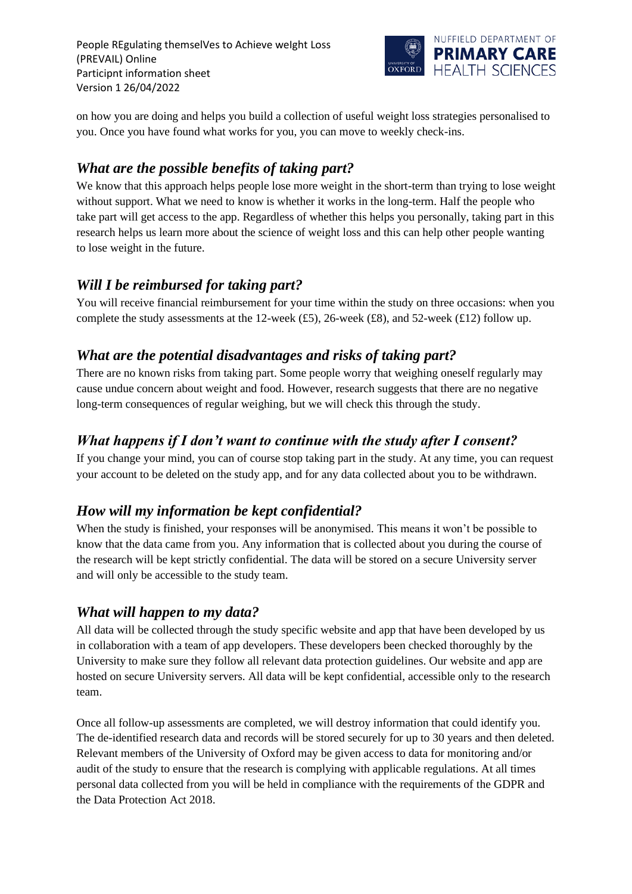on how you are doing and helps you build a collection of useful weight loss strategies personalised to you. Once you have found what works for you, you can move to weekly check-ins.

## *What are the possible benefits of taking part?*

We know that this approach helps people lose more weight in the short-term than trying to lose weight without support. What we need to know is whether it works in the long-term. Half the people who take part will get access to the app. Regardless of whether this helps you personally, taking part in this research helps us learn more about the science of weight loss and this can help other people wanting to lose weight in the future.

## *Will I be reimbursed for taking part?*

You will receive financial reimbursement for your time within the study on three occasions: when you complete the study assessments at the 12-week (£5), 26-week (£8), and 52-week (£12) follow up.

## *What are the potential disadvantages and risks of taking part?*

There are no known risks from taking part. Some people worry that weighing oneself regularly may cause undue concern about weight and food. However, research suggests that there are no negative long-term consequences of regular weighing, but we will check this through the study.

## *What happens if I don't want to continue with the study after I consent?*

If you change your mind, you can of course stop taking part in the study. At any time, you can request your account to be deleted on the study app, and for any data collected about you to be withdrawn.

## *How will my information be kept confidential?*

When the study is finished, your responses will be anonymised. This means it won't be possible to know that the data came from you. Any information that is collected about you during the course of the research will be kept strictly confidential. The data will be stored on a secure University server and will only be accessible to the study team.

## *What will happen to my data?*

All data will be collected through the study specific website and app that have been developed by us in collaboration with a team of app developers. These developers been checked thoroughly by the University to make sure they follow all relevant data protection guidelines. Our website and app are hosted on secure University servers. All data will be kept confidential, accessible only to the research team.

Once all follow-up assessments are completed, we will destroy information that could identify you. The de-identified research data and records will be stored securely for up to 30 years and then deleted. Relevant members of the University of Oxford may be given access to data for monitoring and/or audit of the study to ensure that the research is complying with applicable regulations. At all times personal data collected from you will be held in compliance with the requirements of the GDPR and the Data Protection Act 2018.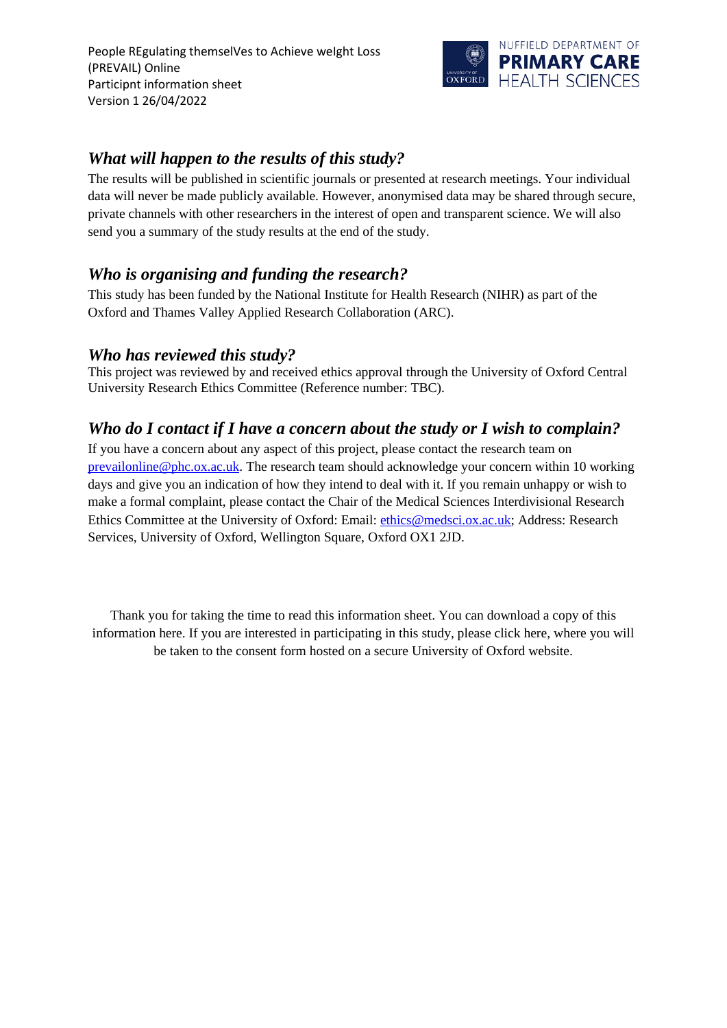## *What will happen to the results of this study?*

The results will be published in scientific journals or presented at research meetings. Your individual data will never be made publicly available. However, anonymised data may be shared through secure, private channels with other researchers in the interest of open and transparent science. We will also send you a summary of the study results at the end of the study.

## *Who is organising and funding the research?*

This study has been funded by the National Institute for Health Research (NIHR) as part of the Oxford and Thames Valley Applied Research Collaboration (ARC).

## *Who has reviewed this study?*

This project was reviewed by and received ethics approval through the University of Oxford Central University Research Ethics Committee (Reference number: TBC).

## *Who do I contact if I have a concern about the study or I wish to complain?*

If you have a concern about any aspect of this project, please contact the research team on prevailonline@phc.ox.ac.uk. The research team should acknowledge your concern within 10 working days and give you an indication of how they intend to deal with it. If you remain unhappy or wish to make a formal complaint, please contact the Chair of the Medical Sciences Interdivisional Research Ethics Committee at the University of Oxford: Email: ethics@medsci.ox.ac.uk; Address: Research Services, University of Oxford, Wellington Square, Oxford OX1 2JD.

Thank you for taking the time to read this information sheet. You can download a copy of this information here. If you are interested in participating in this study, please click here, where you will be taken to the consent form hosted on a secure University of Oxford website.